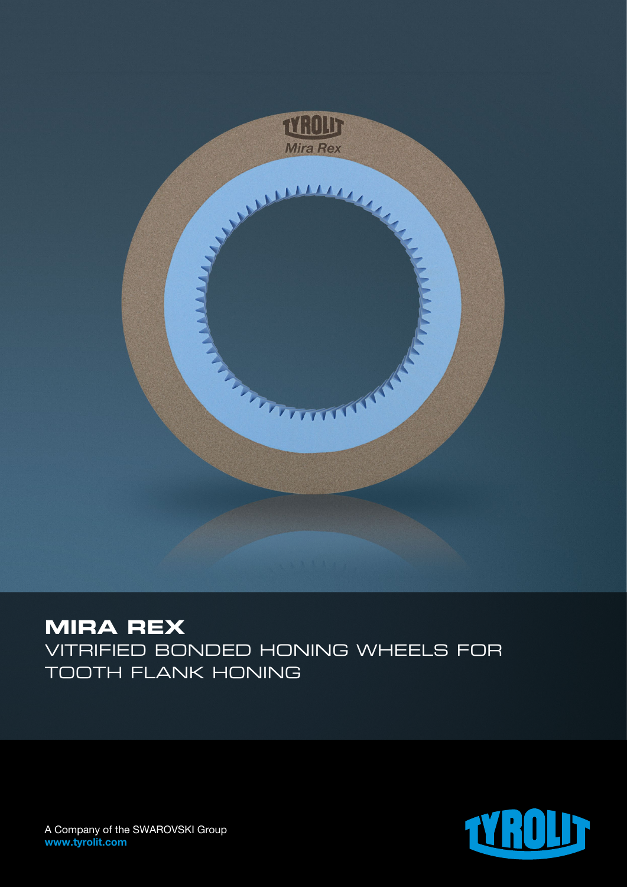# MIRA REX

## VITRIFIED BONDED HONING WHEELS FOR TOOTH FLANK HONING

A Company of the SWAROVSKI Group
**www.tyrolit.com**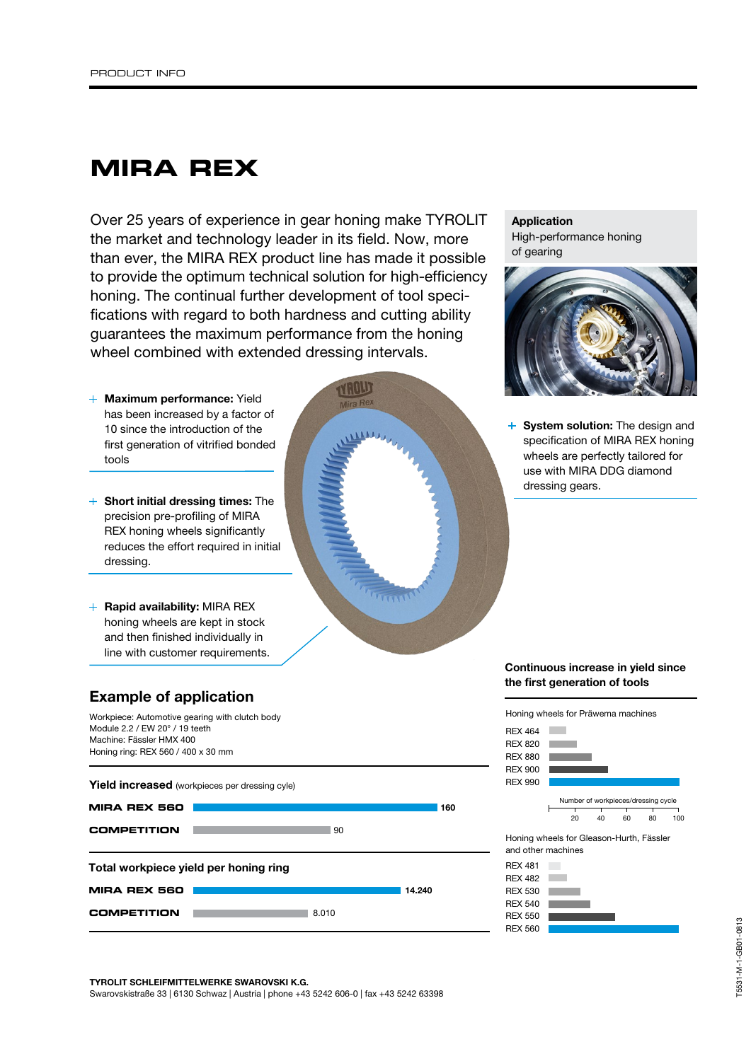# MIRA REX

Over 25 years of experience in gear honing make TYROLIT the market and technology leader in its field. Now, more than ever, the MIRA REX product line has made it possible to provide the optimum technical solution for high-efficiency honing. The continual further development of tool specifications with regard to both hardness and cutting ability guarantees the maximum performance from the honing wheel combined with extended dressing intervals.

**Application**
High-performance honing of gearing

- **Maximum performance:** Yield has been increased by a factor of 10 since the introduction of the first generation of vitrified bonded tools
- **Short initial dressing times:** The precision pre-profiling of MIRA REX honing wheels significantly reduces the effort required in initial dressing.
- **Rapid availability:** MIRA REX honing wheels are kept in stock and then finished individually in line with customer requirements.
- **System solution:** The design and specification of MIRA REX honing wheels are perfectly tailored for use with MIRA DDG diamond dressing gears.

## Example of application

Workpiece: Automotive gearing with clutch body
Module 2.2 / EW 20° / 19 teeth
Machine: Fässler HMX 400
Honing ring: REX 560 / 400 x 30 mm

**Yield increased** (workpieces per dressing cyle)

MIRA REX 560 160
COMPETITION 90

**Total workpiece yield per honing ring**

MIRA REX 560 14.240
COMPETITION 8.010

**Continuous increase in yield since the first generation of tools**

Honing wheels for Präwema machines

REX 464
REX 820
REX 880
REX 900
REX 990

Number of workpieces/dressing cycle
20 40 60 80 100

Honing wheels for Gleason-Hurth, Fässler and other machines

REX 481
REX 482
REX 530
REX 540
REX 550
REX 560

**TYROLIT SCHLEIFMITTELWERKE SWAROVSKI K.G.**
Swarovskistraße 33 | 6130 Schwaz | Austria | phone +43 5242 606-0 | fax +43 5242 63398

T5531-M-1-GB01-0813